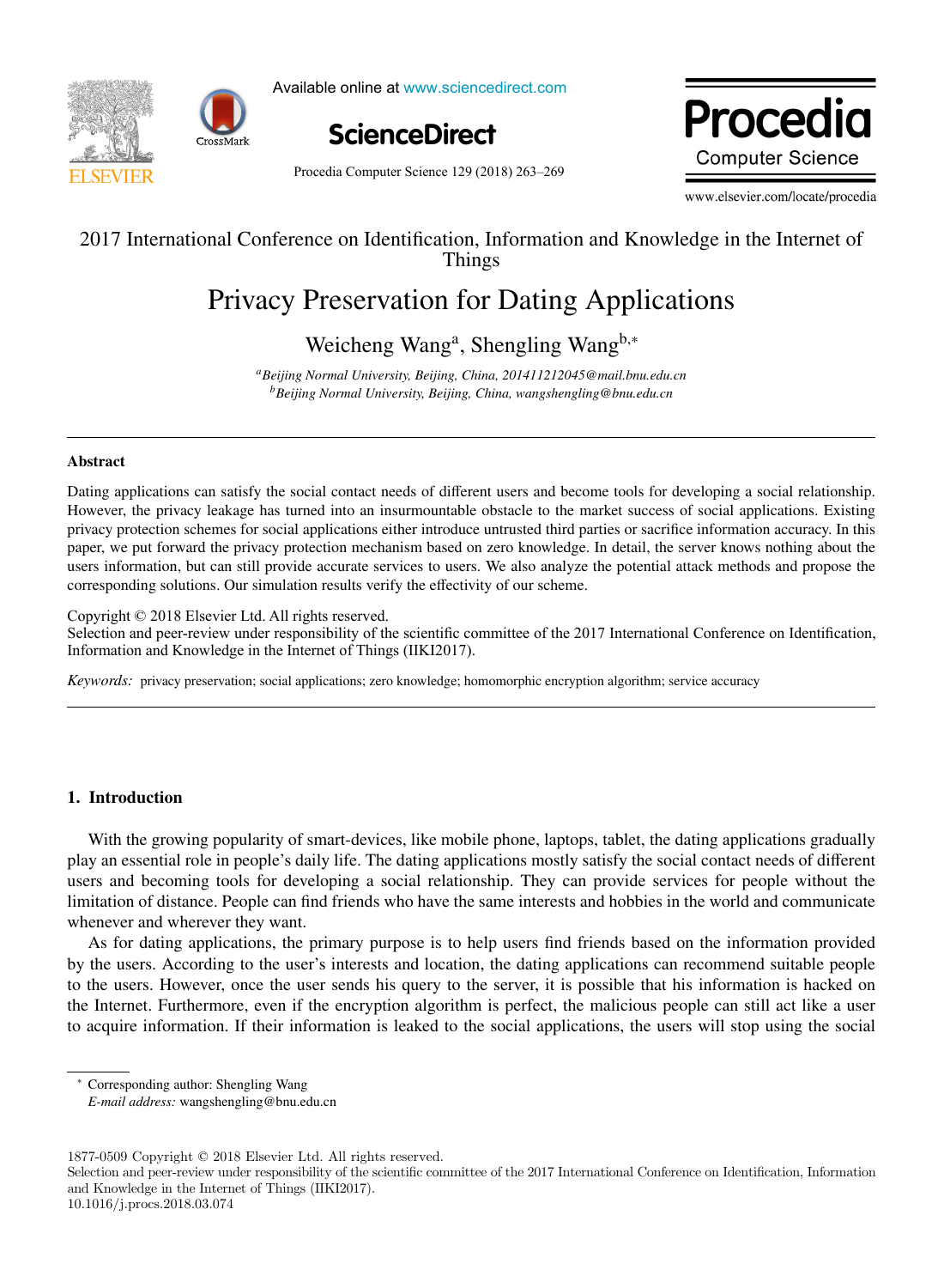2017 International Conference on Identification, Information and Knowledge in the Internet of Things

# Privacy Preservation for Dating Applications

Weicheng Wang[a], Shengling Wang[b,*]

[a] *Beijing Normal University, Beijing, China, 201411212045@mail.bnu.edu.cn*
[b] *Beijing Normal University, Beijing, China, wangshengling@bnu.edu.cn*

---

## Abstract

Dating applications can satisfy the social contact needs of different users and become tools for developing a social relationship. However, the privacy leakage has turned into an insurmountable obstacle to the market success of social applications. Existing privacy protection schemes for social applications either introduce untrusted third parties or sacrifice information accuracy. In this paper, we put forward the privacy protection mechanism based on zero knowledge. In detail, the server knows nothing about the users information, but can still provide accurate services to users. We also analyze the potential attack methods and propose the corresponding solutions. Our simulation results verify the effectivity of our scheme.

Copyright © 2018 Elsevier Ltd. All rights reserved.
Selection and peer-review under responsibility of the scientific committee of the 2017 International Conference on Identification, Information and Knowledge in the Internet of Things (IIKI2017).

*Keywords:* privacy preservation; social applications; zero knowledge; homomorphic encryption algorithm; service accuracy

---

## 1. Introduction

With the growing popularity of smart-devices, like mobile phone, laptops, tablet, the dating applications gradually play an essential role in people's daily life. The dating applications mostly satisfy the social contact needs of different users and becoming tools for developing a social relationship. They can provide services for people without the limitation of distance. People can find friends who have the same interests and hobbies in the world and communicate whenever and wherever they want.

As for dating applications, the primary purpose is to help users find friends based on the information provided by the users. According to the user's interests and location, the dating applications can recommend suitable people to the users. However, once the user sends his query to the server, it is possible that his information is hacked on the Internet. Furthermore, even if the encryption algorithm is perfect, the malicious people can still act like a user to acquire information. If their information is leaked to the social applications, the users will stop using the social

---

* Corresponding author: Shengling Wang
*E-mail address:* wangshengling@bnu.edu.cn

1877-0509 Copyright © 2018 Elsevier Ltd. All rights reserved.
Selection and peer-review under responsibility of the scientific committee of the 2017 International Conference on Identification, Information and Knowledge in the Internet of Things (IIKI2017).
10.1016/j.procs.2018.03.074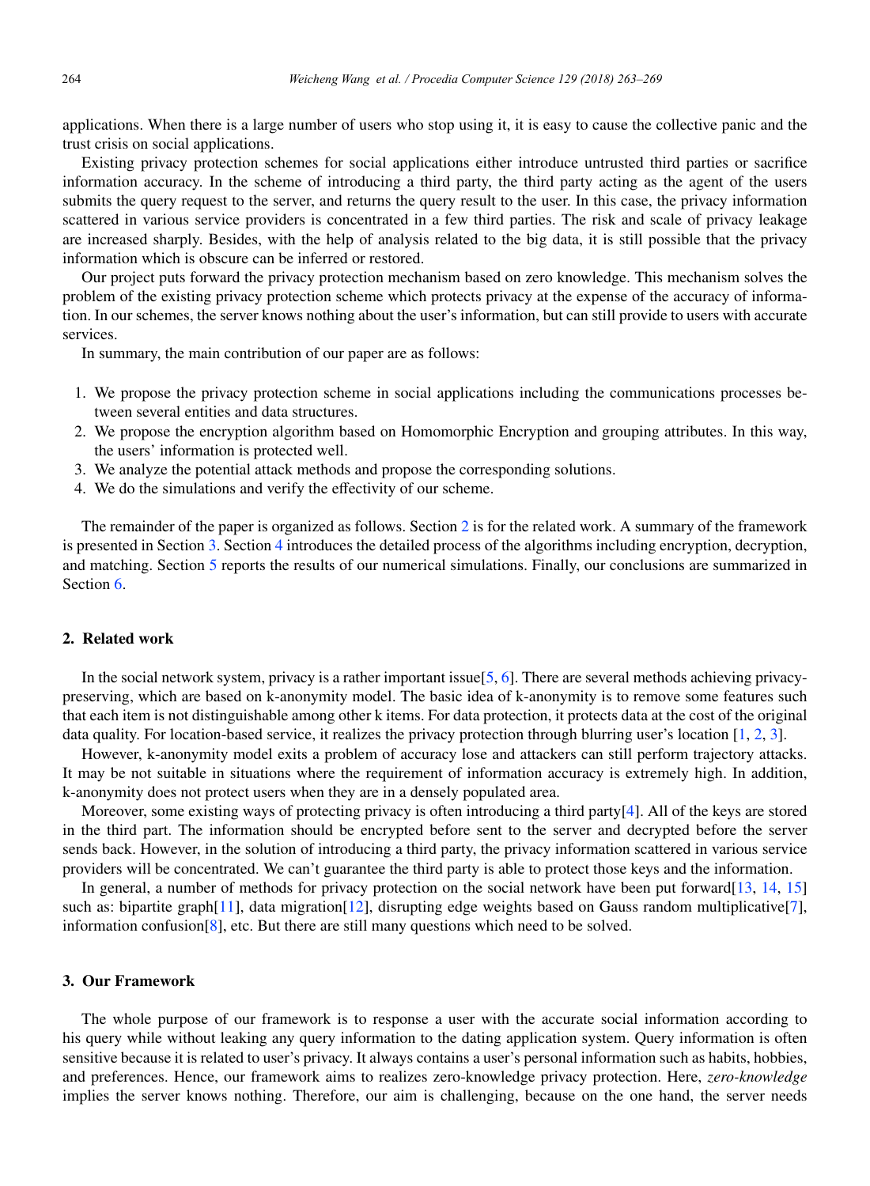applications. When there is a large number of users who stop using it, it is easy to cause the collective panic and the trust crisis on social applications.

Existing privacy protection schemes for social applications either introduce untrusted third parties or sacrifice information accuracy. In the scheme of introducing a third party, the third party acting as the agent of the users submits the query request to the server, and returns the query result to the user. In this case, the privacy information scattered in various service providers is concentrated in a few third parties. The risk and scale of privacy leakage are increased sharply. Besides, with the help of analysis related to the big data, it is still possible that the privacy information which is obscure can be inferred or restored.

Our project puts forward the privacy protection mechanism based on zero knowledge. This mechanism solves the problem of the existing privacy protection scheme which protects privacy at the expense of the accuracy of information. In our schemes, the server knows nothing about the user's information, but can still provide to users with accurate services.

In summary, the main contribution of our paper are as follows:

1. We propose the privacy protection scheme in social applications including the communications processes between several entities and data structures.
2. We propose the encryption algorithm based on Homomorphic Encryption and grouping attributes. In this way, the users' information is protected well.
3. We analyze the potential attack methods and propose the corresponding solutions.
4. We do the simulations and verify the effectivity of our scheme.

The remainder of the paper is organized as follows. Section 2 is for the related work. A summary of the framework is presented in Section 3. Section 4 introduces the detailed process of the algorithms including encryption, decryption, and matching. Section 5 reports the results of our numerical simulations. Finally, our conclusions are summarized in Section 6.

## 2. Related work

In the social network system, privacy is a rather important issue[5, 6]. There are several methods achieving privacy-preserving, which are based on k-anonymity model. The basic idea of k-anonymity is to remove some features such that each item is not distinguishable among other k items. For data protection, it protects data at the cost of the original data quality. For location-based service, it realizes the privacy protection through blurring user's location [1, 2, 3].

However, k-anonymity model exits a problem of accuracy lose and attackers can still perform trajectory attacks. It may be not suitable in situations where the requirement of information accuracy is extremely high. In addition, k-anonymity does not protect users when they are in a densely populated area.

Moreover, some existing ways of protecting privacy is often introducing a third party[4]. All of the keys are stored in the third part. The information should be encrypted before sent to the server and decrypted before the server sends back. However, in the solution of introducing a third party, the privacy information scattered in various service providers will be concentrated. We can't guarantee the third party is able to protect those keys and the information.

In general, a number of methods for privacy protection on the social network have been put forward[13, 14, 15] such as: bipartite graph[11], data migration[12], disrupting edge weights based on Gauss random multiplicative[7], information confusion[8], etc. But there are still many questions which need to be solved.

## 3. Our Framework

The whole purpose of our framework is to response a user with the accurate social information according to his query while without leaking any query information to the dating application system. Query information is often sensitive because it is related to user's privacy. It always contains a user's personal information such as habits, hobbies, and preferences. Hence, our framework aims to realizes zero-knowledge privacy protection. Here, *zero-knowledge* implies the server knows nothing. Therefore, our aim is challenging, because on the one hand, the server needs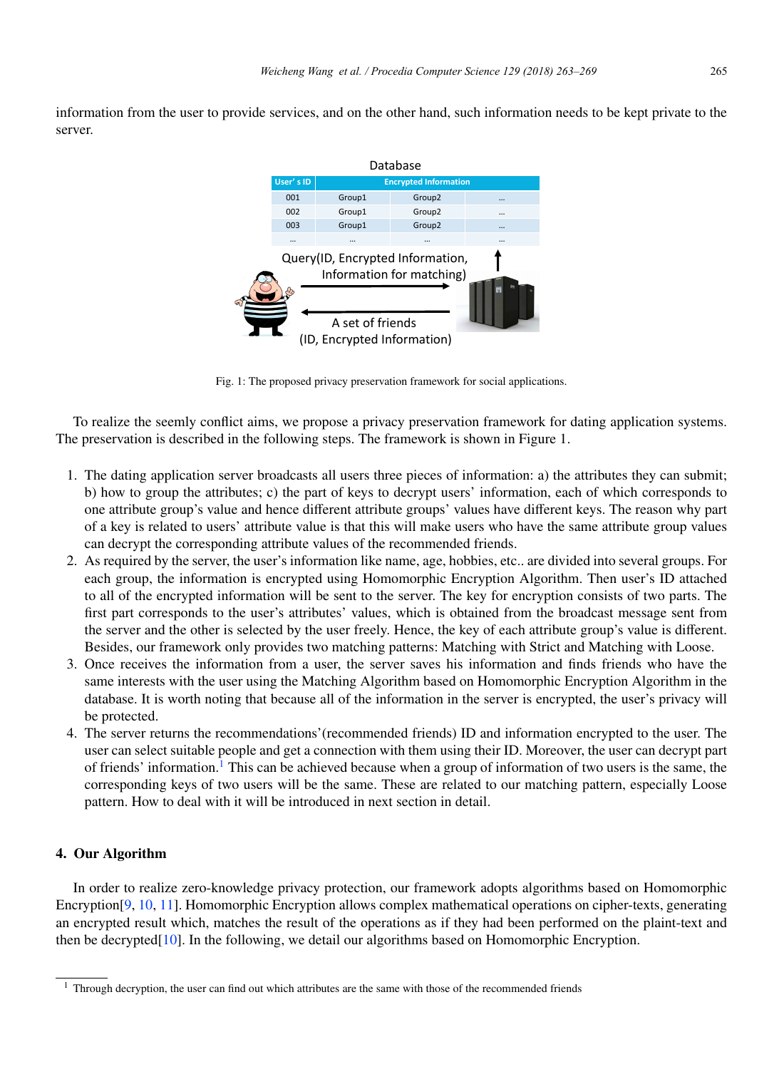information from the user to provide services, and on the other hand, such information needs to be kept private to the server.

Fig. 1: The proposed privacy preservation framework for social applications.

To realize the seemly conflict aims, we propose a privacy preservation framework for dating application systems. The preservation is described in the following steps. The framework is shown in Figure 1.

1. The dating application server broadcasts all users three pieces of information: a) the attributes they can submit; b) how to group the attributes; c) the part of keys to decrypt users' information, each of which corresponds to one attribute group's value and hence different attribute groups' values have different keys. The reason why part of a key is related to users' attribute value is that this will make users who have the same attribute group values can decrypt the corresponding attribute values of the recommended friends.
2. As required by the server, the user's information like name, age, hobbies, etc.. are divided into several groups. For each group, the information is encrypted using Homomorphic Encryption Algorithm. Then user's ID attached to all of the encrypted information will be sent to the server. The key for encryption consists of two parts. The first part corresponds to the user's attributes' values, which is obtained from the broadcast message sent from the server and the other is selected by the user freely. Hence, the key of each attribute group's value is different. Besides, our framework only provides two matching patterns: Matching with Strict and Matching with Loose.
3. Once receives the information from a user, the server saves his information and finds friends who have the same interests with the user using the Matching Algorithm based on Homomorphic Encryption Algorithm in the database. It is worth noting that because all of the information in the server is encrypted, the user's privacy will be protected.
4. The server returns the recommendations'(recommended friends) ID and information encrypted to the user. The user can select suitable people and get a connection with them using their ID. Moreover, the user can decrypt part of friends' information.[1] This can be achieved because when a group of information of two users is the same, the corresponding keys of two users will be the same. These are related to our matching pattern, especially Loose pattern. How to deal with it will be introduced in next section in detail.

## 4. Our Algorithm

In order to realize zero-knowledge privacy protection, our framework adopts algorithms based on Homomorphic Encryption[9, 10, 11]. Homomorphic Encryption allows complex mathematical operations on cipher-texts, generating an encrypted result which, matches the result of the operations as if they had been performed on the plaint-text and then be decrypted[10]. In the following, we detail our algorithms based on Homomorphic Encryption.

[1] Through decryption, the user can find out which attributes are the same with those of the recommended friends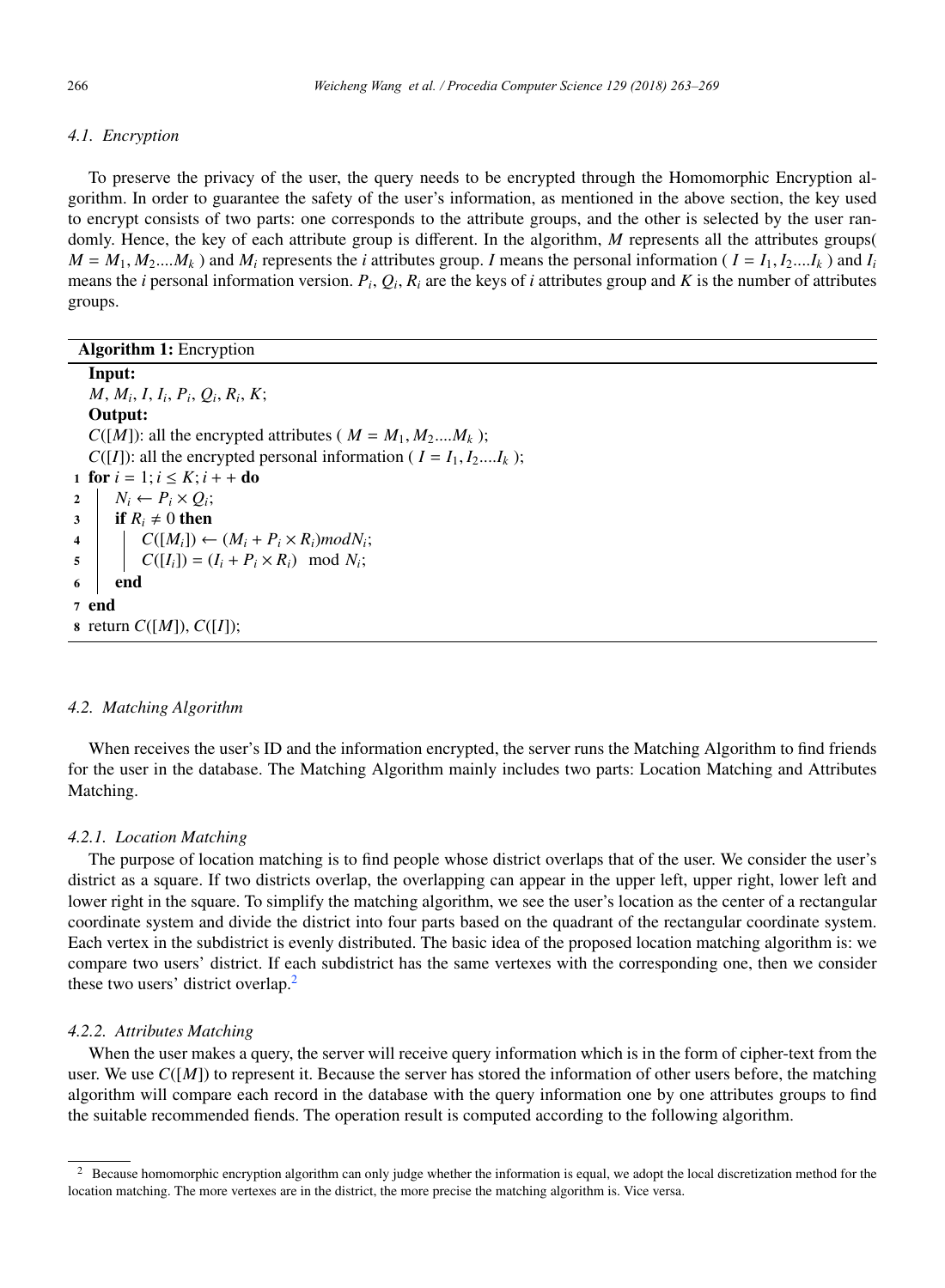### 4.1. Encryption

To preserve the privacy of the user, the query needs to be encrypted through the Homomorphic Encryption algorithm. In order to guarantee the safety of the user's information, as mentioned in the above section, the key used to encrypt consists of two parts: one corresponds to the attribute groups, and the other is selected by the user randomly. Hence, the key of each attribute group is different. In the algorithm, $M$ represents all the attributes groups( $M = M_1, M_2....M_k$ ) and $M_i$ represents the $i$ attributes group. $I$ means the personal information ( $I = I_1, I_2....I_k$ ) and $I_i$ means the $i$ personal information version. $P_i$, $Q_i$, $R_i$ are the keys of $i$ attributes group and $K$ is the number of attributes groups.

**Algorithm 1:** Encryption

```
   Input:
   M, M_i, I, I_i, P_i, Q_i, R_i, K;
   Output:
   C([M]): all the encrypted attributes ( M = M_1, M_2....M_k );
   C([I]): all the encrypted personal information ( I = I_1, I_2....I_k );
1  for i = 1; i ≤ K; i + + do
2  |   N_i ← P_i × Q_i;
3  |   if R_i ≠ 0 then
4  |   |   C([M_i]) ← (M_i + P_i × R_i)modN_i;
5  |   |   C([I_i]) = (I_i + P_i × R_i)  mod N_i;
6  |   end
7  end
8  return C([M]), C([I]);
```

### 4.2. Matching Algorithm

When receives the user's ID and the information encrypted, the server runs the Matching Algorithm to find friends for the user in the database. The Matching Algorithm mainly includes two parts: Location Matching and Attributes Matching.

#### 4.2.1. Location Matching

The purpose of location matching is to find people whose district overlaps that of the user. We consider the user's district as a square. If two districts overlap, the overlapping can appear in the upper left, upper right, lower left and lower right in the square. To simplify the matching algorithm, we see the user's location as the center of a rectangular coordinate system and divide the district into four parts based on the quadrant of the rectangular coordinate system. Each vertex in the subdistrict is evenly distributed. The basic idea of the proposed location matching algorithm is: we compare two users' district. If each subdistrict has the same vertexes with the corresponding one, then we consider these two users' district overlap.[2]

#### 4.2.2. Attributes Matching

When the user makes a query, the server will receive query information which is in the form of cipher-text from the user. We use $C([M])$ to represent it. Because the server has stored the information of other users before, the matching algorithm will compare each record in the database with the query information one by one attributes groups to find the suitable recommended fiends. The operation result is computed according to the following algorithm.

---

[2] Because homomorphic encryption algorithm can only judge whether the information is equal, we adopt the local discretization method for the location matching. The more vertexes are in the district, the more precise the matching algorithm is. Vice versa.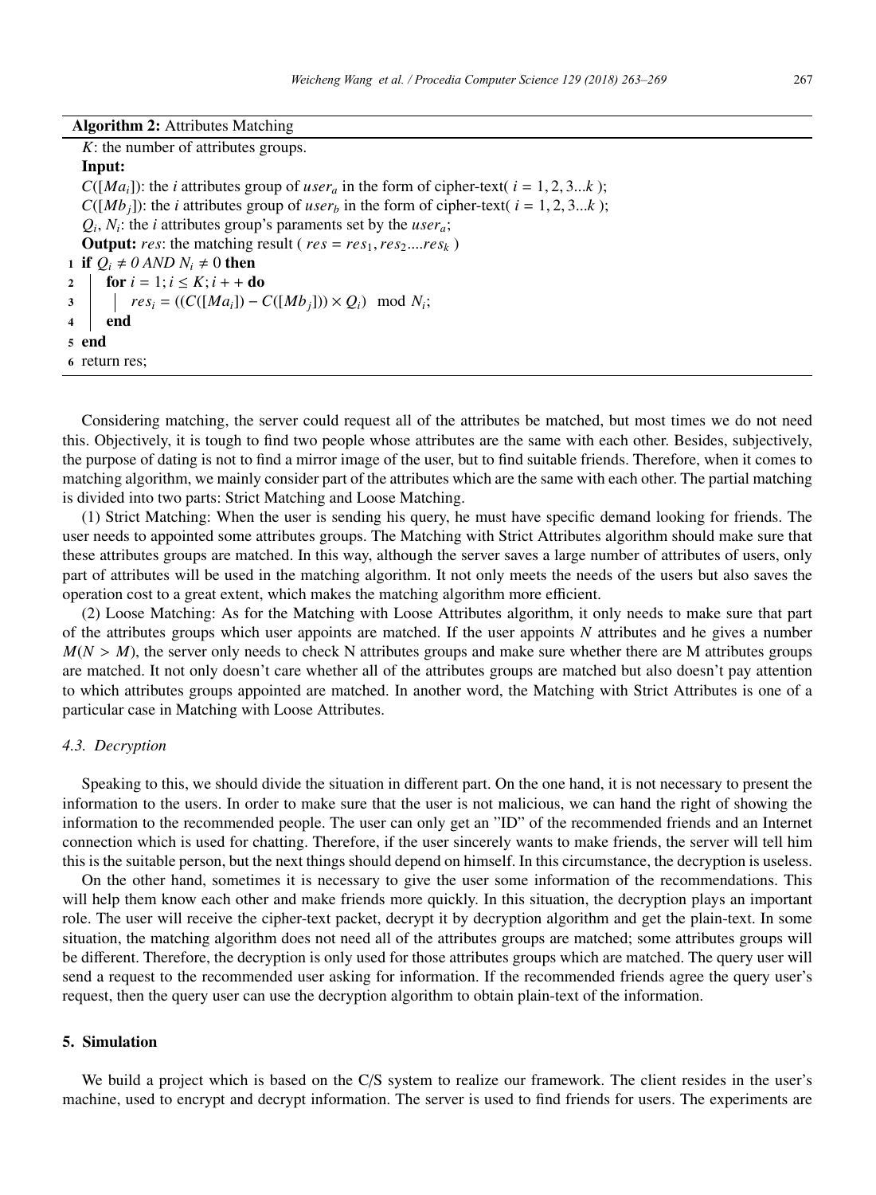**Algorithm 2:** Attributes Matching

$K$: the number of attributes groups.

**Input:**

$C([Ma_i])$: the $i$ attributes group of $user_a$ in the form of cipher-text( $i = 1, 2, 3...k$ );

$C([Mb_j])$: the $i$ attributes group of $user_b$ in the form of cipher-text( $i = 1, 2, 3...k$ );

$Q_i$, $N_i$: the $i$ attributes group's paraments set by the $user_a$;

**Output:** $res$: the matching result ( $res = res_1, res_2....res_k$ )

```
1 if Q_i ≠ 0 AND N_i ≠ 0 then
2     for i = 1; i ≤ K; i++ do
3         res_i = ((C([Ma_i]) − C([Mb_j])) × Q_i)  mod N_i;
4     end
5 end
6 return res;
```

Considering matching, the server could request all of the attributes be matched, but most times we do not need this. Objectively, it is tough to find two people whose attributes are the same with each other. Besides, subjectively, the purpose of dating is not to find a mirror image of the user, but to find suitable friends. Therefore, when it comes to matching algorithm, we mainly consider part of the attributes which are the same with each other. The partial matching is divided into two parts: Strict Matching and Loose Matching.

(1) Strict Matching: When the user is sending his query, he must have specific demand looking for friends. The user needs to appointed some attributes groups. The Matching with Strict Attributes algorithm should make sure that these attributes groups are matched. In this way, although the server saves a large number of attributes of users, only part of attributes will be used in the matching algorithm. It not only meets the needs of the users but also saves the operation cost to a great extent, which makes the matching algorithm more efficient.

(2) Loose Matching: As for the Matching with Loose Attributes algorithm, it only needs to make sure that part of the attributes groups which user appoints are matched. If the user appoints $N$ attributes and he gives a number $M(N > M)$, the server only needs to check N attributes groups and make sure whether there are M attributes groups are matched. It not only doesn't care whether all of the attributes groups are matched but also doesn't pay attention to which attributes groups appointed are matched. In another word, the Matching with Strict Attributes is one of a particular case in Matching with Loose Attributes.

### 4.3. Decryption

Speaking to this, we should divide the situation in different part. On the one hand, it is not necessary to present the information to the users. In order to make sure that the user is not malicious, we can hand the right of showing the information to the recommended people. The user can only get an "ID" of the recommended friends and an Internet connection which is used for chatting. Therefore, if the user sincerely wants to make friends, the server will tell him this is the suitable person, but the next things should depend on himself. In this circumstance, the decryption is useless.

On the other hand, sometimes it is necessary to give the user some information of the recommendations. This will help them know each other and make friends more quickly. In this situation, the decryption plays an important role. The user will receive the cipher-text packet, decrypt it by decryption algorithm and get the plain-text. In some situation, the matching algorithm does not need all of the attributes groups are matched; some attributes groups will be different. Therefore, the decryption is only used for those attributes groups which are matched. The query user will send a request to the recommended user asking for information. If the recommended friends agree the query user's request, then the query user can use the decryption algorithm to obtain plain-text of the information.

## 5. Simulation

We build a project which is based on the C/S system to realize our framework. The client resides in the user's machine, used to encrypt and decrypt information. The server is used to find friends for users. The experiments are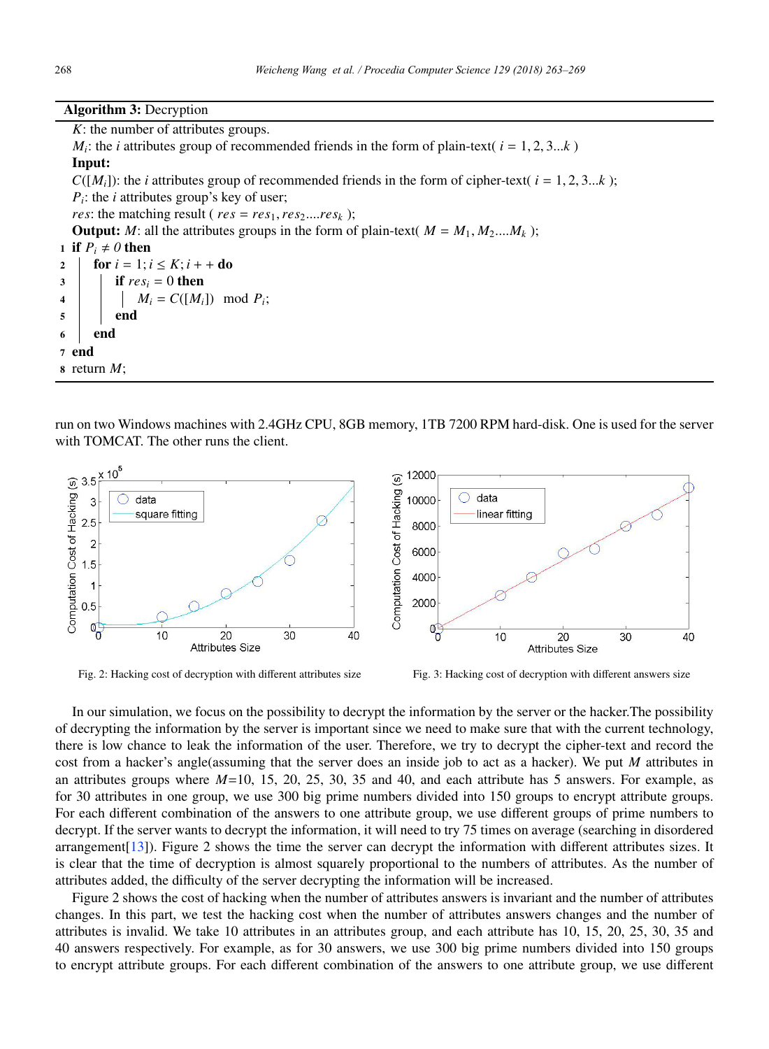**Algorithm 3:** Decryption

$K$: the number of attributes groups.
$M_i$: the $i$ attributes group of recommended friends in the form of plain-text( $i = 1, 2, 3...k$ )
**Input:**
$C([M_i])$: the $i$ attributes group of recommended friends in the form of cipher-text( $i = 1, 2, 3...k$ );
$P_i$: the $i$ attributes group's key of user;
$res$: the matching result ( $res = res_1, res_2....res_k$ );
**Output:** $M$: all the attributes groups in the form of plain-text( $M = M_1, M_2....M_k$ );

```
1 if P_i ≠ 0 then
2 |   for i = 1; i ≤ K; i + + do
3 |   |   if res_i = 0 then
4 |   |   |   M_i = C([M_i])  mod P_i;
5 |   |   end
6 |   end
7 end
8 return M;
```

run on two Windows machines with 2.4GHz CPU, 8GB memory, 1TB 7200 RPM hard-disk. One is used for the server with TOMCAT. The other runs the client.

Fig. 2: Hacking cost of decryption with different attributes size

Fig. 3: Hacking cost of decryption with different answers size

In our simulation, we focus on the possibility to decrypt the information by the server or the hacker.The possibility of decrypting the information by the server is important since we need to make sure that with the current technology, there is low chance to leak the information of the user. Therefore, we try to decrypt the cipher-text and record the cost from a hacker's angle(assuming that the server does an inside job to act as a hacker). We put $M$ attributes in an attributes groups where $M$=10, 15, 20, 25, 30, 35 and 40, and each attribute has 5 answers. For example, as for 30 attributes in one group, we use 300 big prime numbers divided into 150 groups to encrypt attribute groups. For each different combination of the answers to one attribute group, we use different groups of prime numbers to decrypt. If the server wants to decrypt the information, it will need to try 75 times on average (searching in disordered arrangement[13]). Figure 2 shows the time the server can decrypt the information with different attributes sizes. It is clear that the time of decryption is almost squarely proportional to the numbers of attributes. As the number of attributes added, the difficulty of the server decrypting the information will be increased.

Figure 2 shows the cost of hacking when the number of attributes answers is invariant and the number of attributes changes. In this part, we test the hacking cost when the number of attributes answers changes and the number of attributes is invalid. We take 10 attributes in an attributes group, and each attribute has 10, 15, 20, 25, 30, 35 and 40 answers respectively. For example, as for 30 answers, we use 300 big prime numbers divided into 150 groups to encrypt attribute groups. For each different combination of the answers to one attribute group, we use different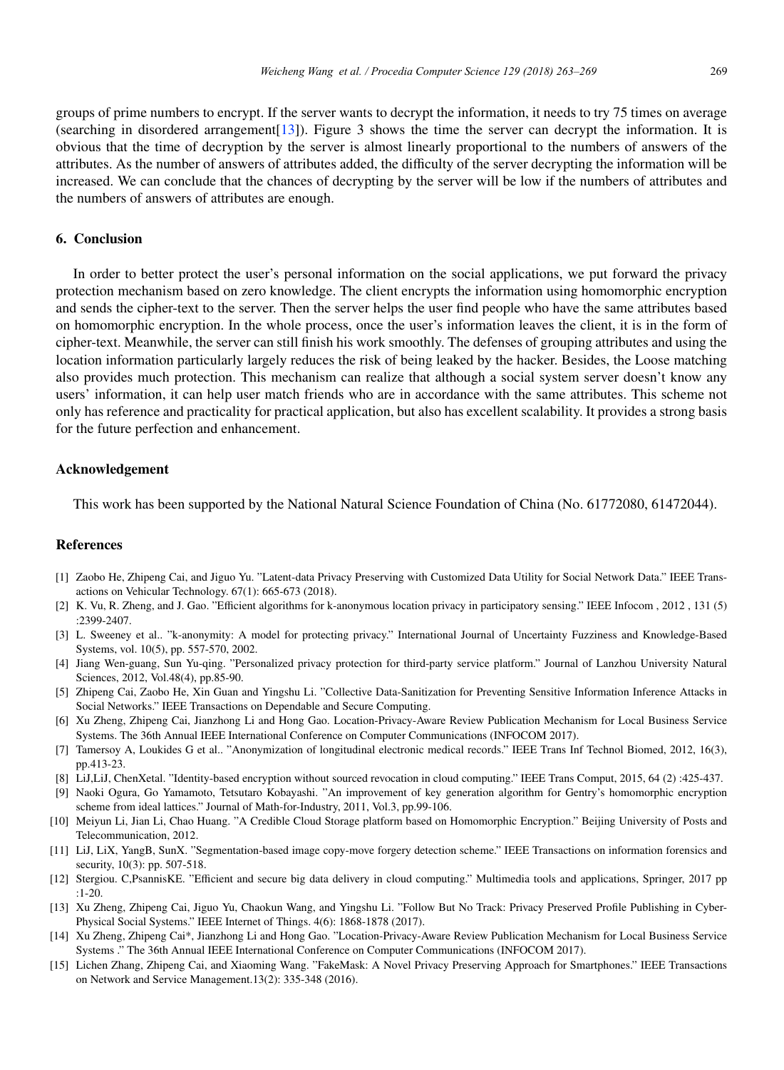groups of prime numbers to encrypt. If the server wants to decrypt the information, it needs to try 75 times on average (searching in disordered arrangement[13]). Figure 3 shows the time the server can decrypt the information. It is obvious that the time of decryption by the server is almost linearly proportional to the numbers of answers of the attributes. As the number of answers of attributes added, the difficulty of the server decrypting the information will be increased. We can conclude that the chances of decrypting by the server will be low if the numbers of attributes and the numbers of answers of attributes are enough.

## 6. Conclusion

In order to better protect the user's personal information on the social applications, we put forward the privacy protection mechanism based on zero knowledge. The client encrypts the information using homomorphic encryption and sends the cipher-text to the server. Then the server helps the user find people who have the same attributes based on homomorphic encryption. In the whole process, once the user's information leaves the client, it is in the form of cipher-text. Meanwhile, the server can still finish his work smoothly. The defenses of grouping attributes and using the location information particularly largely reduces the risk of being leaked by the hacker. Besides, the Loose matching also provides much protection. This mechanism can realize that although a social system server doesn't know any users' information, it can help user match friends who are in accordance with the same attributes. This scheme not only has reference and practicality for practical application, but also has excellent scalability. It provides a strong basis for the future perfection and enhancement.

## Acknowledgement

This work has been supported by the National Natural Science Foundation of China (No. 61772080, 61472044).

## References

[1] Zaobo He, Zhipeng Cai, and Jiguo Yu. "Latent-data Privacy Preserving with Customized Data Utility for Social Network Data." IEEE Transactions on Vehicular Technology. 67(1): 665-673 (2018).

[2] K. Vu, R. Zheng, and J. Gao. "Efficient algorithms for k-anonymous location privacy in participatory sensing." IEEE Infocom , 2012 , 131 (5) :2399-2407.

[3] L. Sweeney et al.. "k-anonymity: A model for protecting privacy." International Journal of Uncertainty Fuzziness and Knowledge-Based Systems, vol. 10(5), pp. 557-570, 2002.

[4] Jiang Wen-guang, Sun Yu-qing. "Personalized privacy protection for third-party service platform." Journal of Lanzhou University Natural Sciences, 2012, Vol.48(4), pp.85-90.

[5] Zhipeng Cai, Zaobo He, Xin Guan and Yingshu Li. "Collective Data-Sanitization for Preventing Sensitive Information Inference Attacks in Social Networks." IEEE Transactions on Dependable and Secure Computing.

[6] Xu Zheng, Zhipeng Cai, Jianzhong Li and Hong Gao. Location-Privacy-Aware Review Publication Mechanism for Local Business Service Systems. The 36th Annual IEEE International Conference on Computer Communications (INFOCOM 2017).

[7] Tamersoy A, Loukides G et al.. "Anonymization of longitudinal electronic medical records." IEEE Trans Inf Technol Biomed, 2012, 16(3), pp.413-23.

[8] LiJ,LiJ, ChenXetal. "Identity-based encryption without sourced revocation in cloud computing." IEEE Trans Comput, 2015, 64 (2) :425-437.

[9] Naoki Ogura, Go Yamamoto, Tetsutaro Kobayashi. "An improvement of key generation algorithm for Gentry's homomorphic encryption scheme from ideal lattices." Journal of Math-for-Industry, 2011, Vol.3, pp.99-106.

[10] Meiyun Li, Jian Li, Chao Huang. "A Credible Cloud Storage platform based on Homomorphic Encryption." Beijing University of Posts and Telecommunication, 2012.

[11] LiJ, LiX, YangB, SunX. "Segmentation-based image copy-move forgery detection scheme." IEEE Transactions on information forensics and security, 10(3): pp. 507-518.

[12] Stergiou. C,PsannisKE. "Efficient and secure big data delivery in cloud computing." Multimedia tools and applications, Springer, 2017 pp :1-20.

[13] Xu Zheng, Zhipeng Cai, Jiguo Yu, Chaokun Wang, and Yingshu Li. "Follow But No Track: Privacy Preserved Profile Publishing in Cyber-Physical Social Systems." IEEE Internet of Things. 4(6): 1868-1878 (2017).

[14] Xu Zheng, Zhipeng Cai*, Jianzhong Li and Hong Gao. "Location-Privacy-Aware Review Publication Mechanism for Local Business Service Systems ." The 36th Annual IEEE International Conference on Computer Communications (INFOCOM 2017).

[15] Lichen Zhang, Zhipeng Cai, and Xiaoming Wang. "FakeMask: A Novel Privacy Preserving Approach for Smartphones." IEEE Transactions on Network and Service Management.13(2): 335-348 (2016).